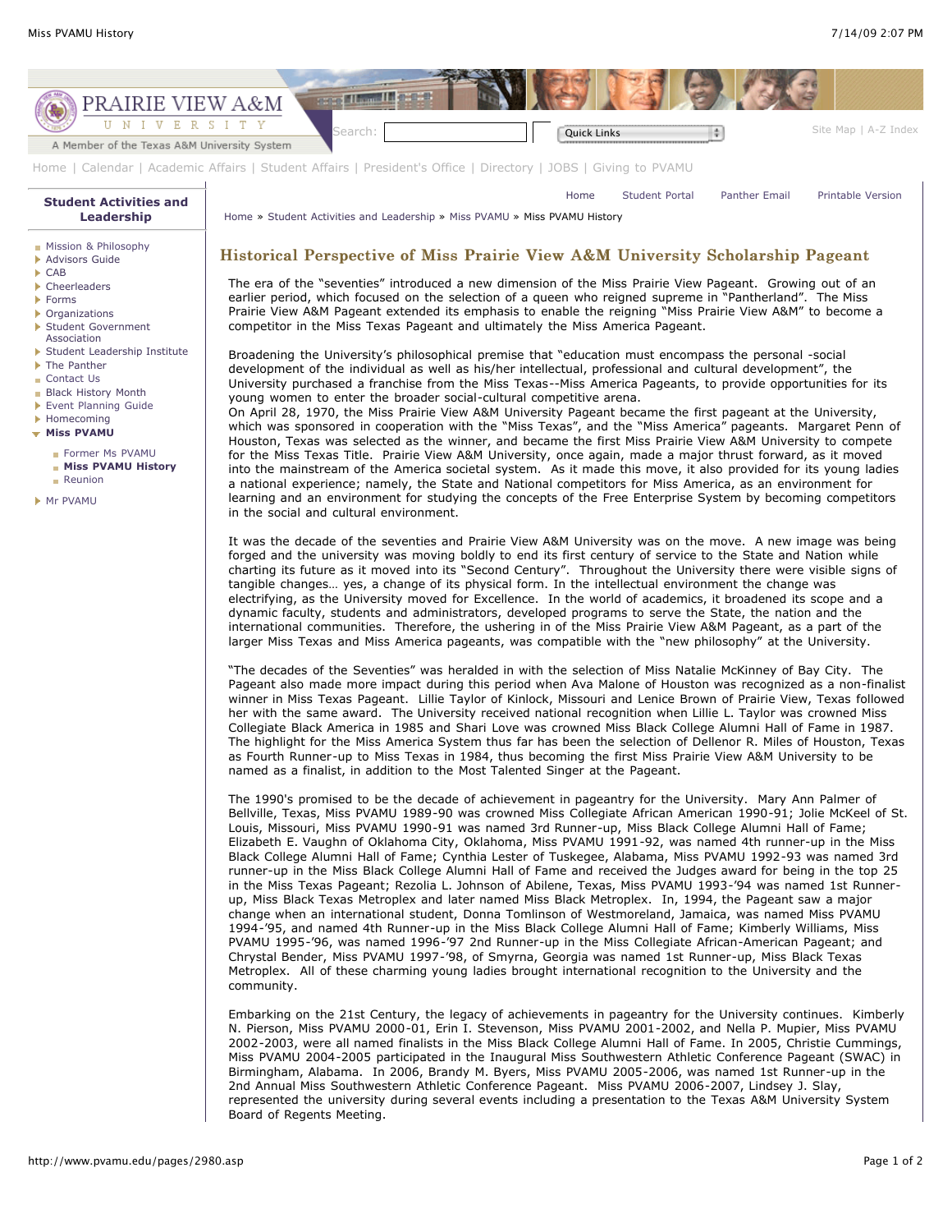# Historical Perspective of Miss Prairie View A&M University Scholarship Pageant

The era of the “seventies” introduced a new dimension of the Miss Prairie View Pageant. Growing out of an earlier period, which focused on the selection of a queen who reigned supreme in “Pantherland”. The Miss Prairie View A&M Pageant extended its emphasis to enable the reigning “Miss Prairie View A&M” to become a competitor in the Miss Texas Pageant and ultimately the Miss America Pageant.

Broadening the University’s philosophical premise that “education must encompass the personal -social development of the individual as well as his/her intellectual, professional and cultural development”, the University purchased a franchise from the Miss Texas--Miss America Pageants, to provide opportunities for its young women to enter the broader social-cultural competitive arena.
On April 28, 1970, the Miss Prairie View A&M University Pageant became the first pageant at the University, which was sponsored in cooperation with the “Miss Texas”, and the “Miss America” pageants. Margaret Penn of Houston, Texas was selected as the winner, and became the first Miss Prairie View A&M University to compete for the Miss Texas Title. Prairie View A&M University, once again, made a major thrust forward, as it moved into the mainstream of the America societal system. As it made this move, it also provided for its young ladies a national experience; namely, the State and National competitors for Miss America, as an environment for learning and an environment for studying the concepts of the Free Enterprise System by becoming competitors in the social and cultural environment.

It was the decade of the seventies and Prairie View A&M University was on the move. A new image was being forged and the university was moving boldly to end its first century of service to the State and Nation while charting its future as it moved into its “Second Century”. Throughout the University there were visible signs of tangible changes… yes, a change of its physical form. In the intellectual environment the change was electrifying, as the University moved for Excellence. In the world of academics, it broadened its scope and a dynamic faculty, students and administrators, developed programs to serve the State, the nation and the international communities. Therefore, the ushering in of the Miss Prairie View A&M Pageant, as a part of the larger Miss Texas and Miss America pageants, was compatible with the “new philosophy” at the University.

“The decades of the Seventies” was heralded in with the selection of Miss Natalie McKinney of Bay City. The Pageant also made more impact during this period when Ava Malone of Houston was recognized as a non-finalist winner in Miss Texas Pageant. Lillie Taylor of Kinlock, Missouri and Lenice Brown of Prairie View, Texas followed her with the same award. The University received national recognition when Lillie L. Taylor was crowned Miss Collegiate Black America in 1985 and Shari Love was crowned Miss Black College Alumni Hall of Fame in 1987. The highlight for the Miss America System thus far has been the selection of Dellenor R. Miles of Houston, Texas as Fourth Runner-up to Miss Texas in 1984, thus becoming the first Miss Prairie View A&M University to be named as a finalist, in addition to the Most Talented Singer at the Pageant.

The 1990's promised to be the decade of achievement in pageantry for the University. Mary Ann Palmer of Bellville, Texas, Miss PVAMU 1989-90 was crowned Miss Collegiate African American 1990-91; Jolie McKeel of St. Louis, Missouri, Miss PVAMU 1990-91 was named 3rd Runner-up, Miss Black College Alumni Hall of Fame; Elizabeth E. Vaughn of Oklahoma City, Oklahoma, Miss PVAMU 1991-92, was named 4th runner-up in the Miss Black College Alumni Hall of Fame; Cynthia Lester of Tuskegee, Alabama, Miss PVAMU 1992-93 was named 3rd runner-up in the Miss Black College Alumni Hall of Fame and received the Judges award for being in the top 25 in the Miss Texas Pageant; Rezolia L. Johnson of Abilene, Texas, Miss PVAMU 1993-’94 was named 1st Runner-up, Miss Black Texas Metroplex and later named Miss Black Metroplex. In, 1994, the Pageant saw a major change when an international student, Donna Tomlinson of Westmoreland, Jamaica, was named Miss PVAMU 1994-’95, and named 4th Runner-up in the Miss Black College Alumni Hall of Fame; Kimberly Williams, Miss PVAMU 1995-’96, was named 1996-’97 2nd Runner-up in the Miss Collegiate African-American Pageant; and Chrystal Bender, Miss PVAMU 1997-’98, of Smyrna, Georgia was named 1st Runner-up, Miss Black Texas Metroplex. All of these charming young ladies brought international recognition to the University and the community.

Embarking on the 21st Century, the legacy of achievements in pageantry for the University continues. Kimberly N. Pierson, Miss PVAMU 2000-01, Erin I. Stevenson, Miss PVAMU 2001-2002, and Nella P. Mupier, Miss PVAMU 2002-2003, were all named finalists in the Miss Black College Alumni Hall of Fame. In 2005, Christie Cummings, Miss PVAMU 2004-2005 participated in the Inaugural Miss Southwestern Athletic Conference Pageant (SWAC) in Birmingham, Alabama. In 2006, Brandy M. Byers, Miss PVAMU 2005-2006, was named 1st Runner-up in the 2nd Annual Miss Southwestern Athletic Conference Pageant. Miss PVAMU 2006-2007, Lindsey J. Slay, represented the university during several events including a presentation to the Texas A&M University System Board of Regents Meeting.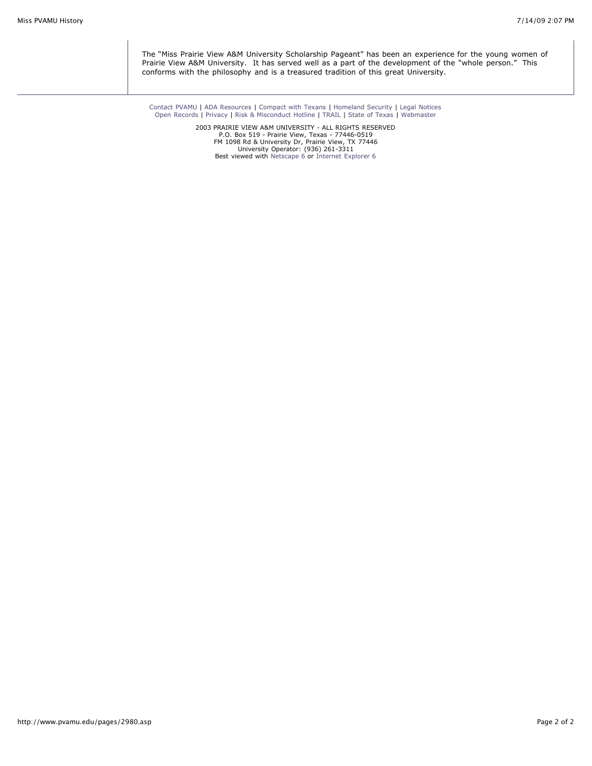The “Miss Prairie View A&M University Scholarship Pageant” has been an experience for the young women of Prairie View A&M University. It has served well as a part of the development of the “whole person.” This conforms with the philosophy and is a treasured tradition of this great University.

Contact PVAMU | ADA Resources | Compact with Texans | Homeland Security | Legal Notices
Open Records | Privacy | Risk & Misconduct Hotline | TRAIL | State of Texas | Webmaster

2003 PRAIRIE VIEW A&M UNIVERSITY - ALL RIGHTS RESERVED
P.O. Box 519 - Prairie View, Texas - 77446-0519
FM 1098 Rd & University Dr, Prairie View, TX 77446
University Operator: (936) 261-3311
Best viewed with Netscape 6 or Internet Explorer 6